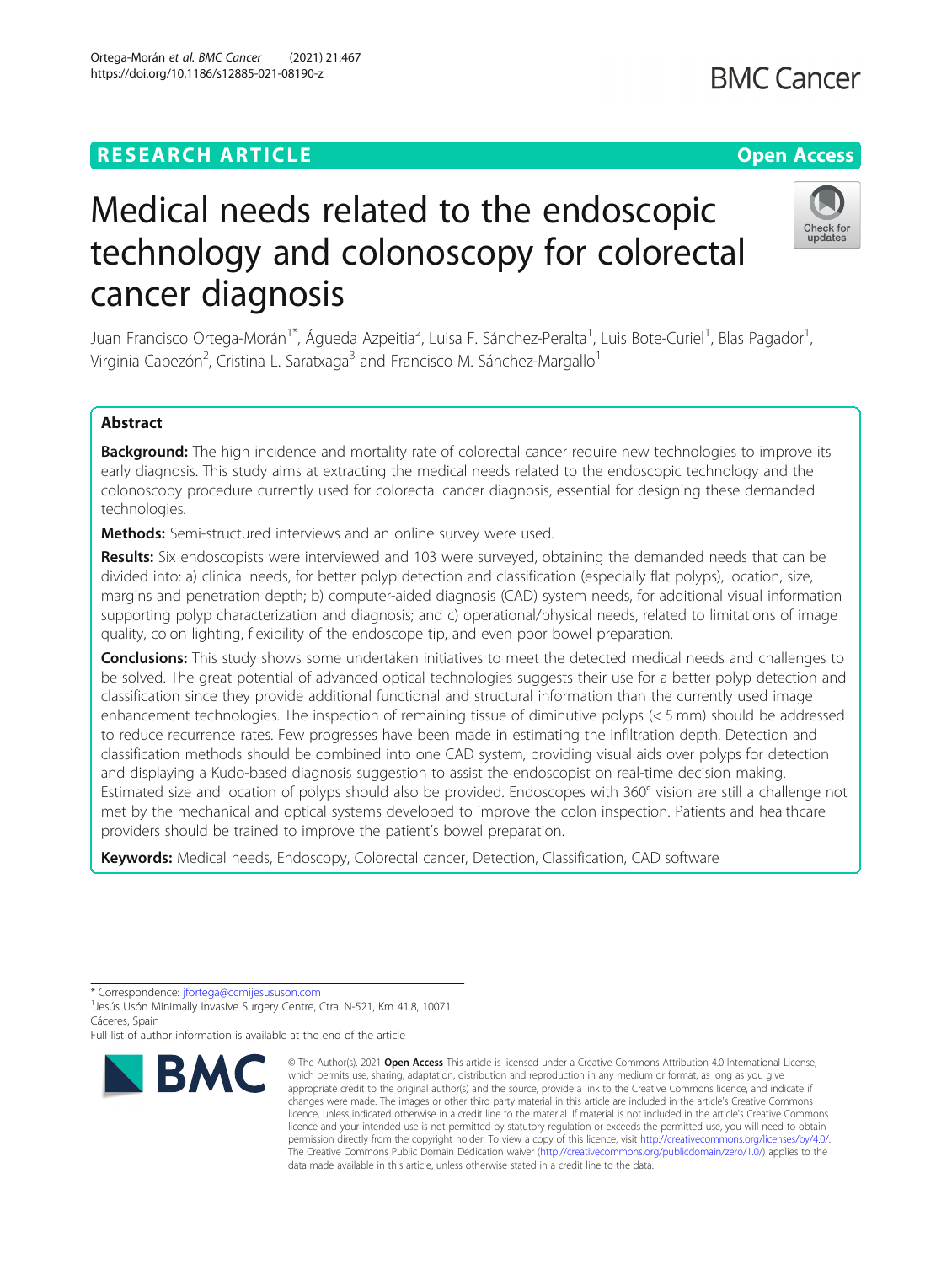RESEARCH ARTICLE

Open Access

# Medical needs related to the endoscopic technology and colonoscopy for colorectal cancer diagnosis

Juan Francisco Ortega-Morán[1*], Águeda Azpeitia[2], Luisa F. Sánchez-Peralta[1], Luis Bote-Curiel[1], Blas Pagador[1], Virginia Cabezón[2], Cristina L. Saratxaga[3] and Francisco M. Sánchez-Margallo[1]

## Abstract

**Background:** The high incidence and mortality rate of colorectal cancer require new technologies to improve its early diagnosis. This study aims at extracting the medical needs related to the endoscopic technology and the colonoscopy procedure currently used for colorectal cancer diagnosis, essential for designing these demanded technologies.

**Methods:** Semi-structured interviews and an online survey were used.

**Results:** Six endoscopists were interviewed and 103 were surveyed, obtaining the demanded needs that can be divided into: a) clinical needs, for better polyp detection and classification (especially flat polyps), location, size, margins and penetration depth; b) computer-aided diagnosis (CAD) system needs, for additional visual information supporting polyp characterization and diagnosis; and c) operational/physical needs, related to limitations of image quality, colon lighting, flexibility of the endoscope tip, and even poor bowel preparation.

**Conclusions:** This study shows some undertaken initiatives to meet the detected medical needs and challenges to be solved. The great potential of advanced optical technologies suggests their use for a better polyp detection and classification since they provide additional functional and structural information than the currently used image enhancement technologies. The inspection of remaining tissue of diminutive polyps (< 5 mm) should be addressed to reduce recurrence rates. Few progresses have been made in estimating the infiltration depth. Detection and classification methods should be combined into one CAD system, providing visual aids over polyps for detection and displaying a Kudo-based diagnosis suggestion to assist the endoscopist on real-time decision making. Estimated size and location of polyps should also be provided. Endoscopes with 360° vision are still a challenge not met by the mechanical and optical systems developed to improve the colon inspection. Patients and healthcare providers should be trained to improve the patient's bowel preparation.

**Keywords:** Medical needs, Endoscopy, Colorectal cancer, Detection, Classification, CAD software

\* Correspondence: jfortega@ccmijesususon.com

[1]Jesús Usón Minimally Invasive Surgery Centre, Ctra. N-521, Km 41.8, 10071 Cáceres, Spain

Full list of author information is available at the end of the article

© The Author(s). 2021 **Open Access** This article is licensed under a Creative Commons Attribution 4.0 International License, which permits use, sharing, adaptation, distribution and reproduction in any medium or format, as long as you give appropriate credit to the original author(s) and the source, provide a link to the Creative Commons licence, and indicate if changes were made. The images or other third party material in this article are included in the article's Creative Commons licence, unless indicated otherwise in a credit line to the material. If material is not included in the article's Creative Commons licence and your intended use is not permitted by statutory regulation or exceeds the permitted use, you will need to obtain permission directly from the copyright holder. To view a copy of this licence, visit http://creativecommons.org/licenses/by/4.0/. The Creative Commons Public Domain Dedication waiver (http://creativecommons.org/publicdomain/zero/1.0/) applies to the data made available in this article, unless otherwise stated in a credit line to the data.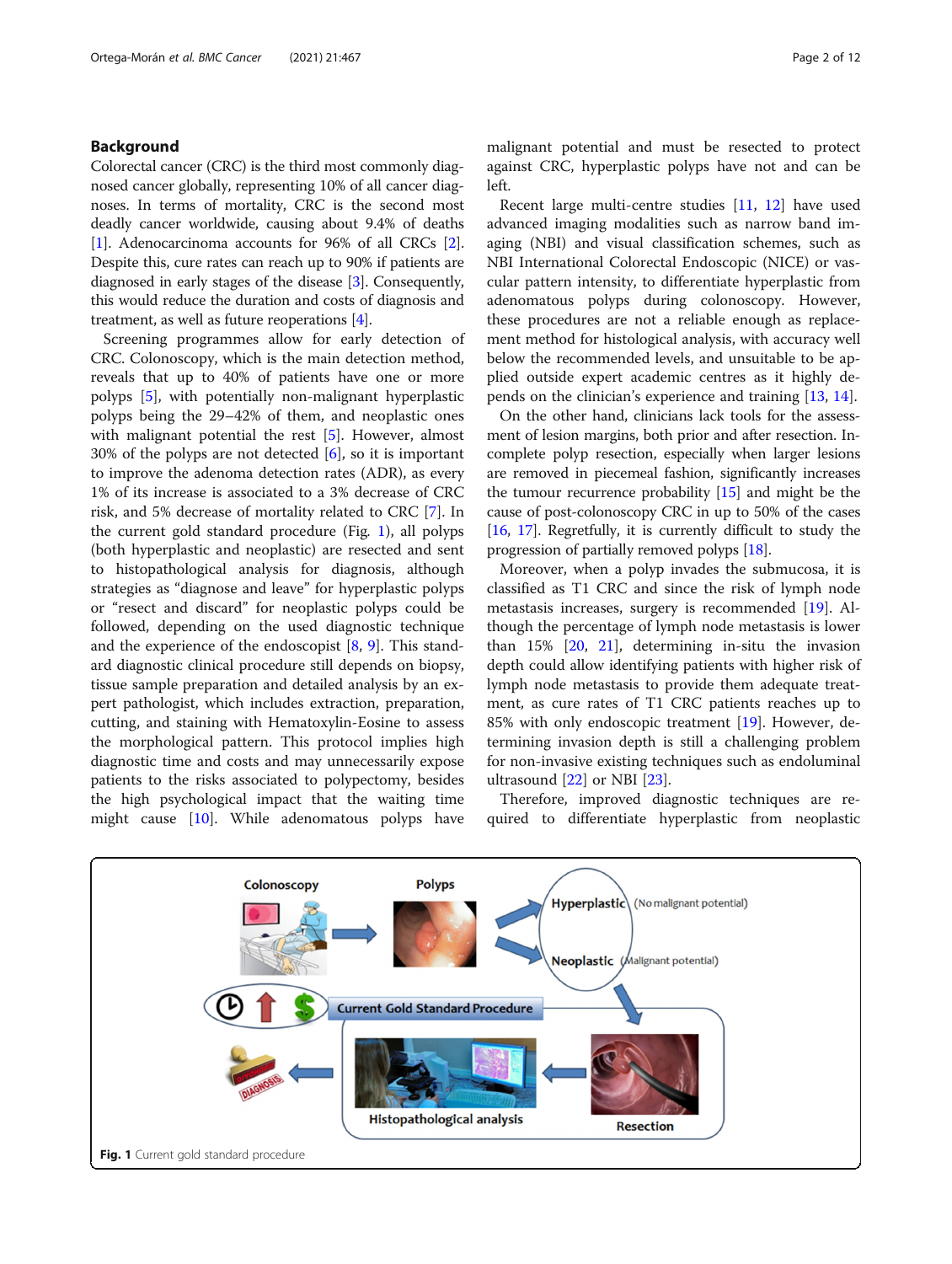## Background

Colorectal cancer (CRC) is the third most commonly diagnosed cancer globally, representing 10% of all cancer diagnoses. In terms of mortality, CRC is the second most deadly cancer worldwide, causing about 9.4% of deaths [1]. Adenocarcinoma accounts for 96% of all CRCs [2]. Despite this, cure rates can reach up to 90% if patients are diagnosed in early stages of the disease [3]. Consequently, this would reduce the duration and costs of diagnosis and treatment, as well as future reoperations [4].

Screening programmes allow for early detection of CRC. Colonoscopy, which is the main detection method, reveals that up to 40% of patients have one or more polyps [5], with potentially non-malignant hyperplastic polyps being the 29–42% of them, and neoplastic ones with malignant potential the rest [5]. However, almost 30% of the polyps are not detected [6], so it is important to improve the adenoma detection rates (ADR), as every 1% of its increase is associated to a 3% decrease of CRC risk, and 5% decrease of mortality related to CRC [7]. In the current gold standard procedure (Fig. 1), all polyps (both hyperplastic and neoplastic) are resected and sent to histopathological analysis for diagnosis, although strategies as "diagnose and leave" for hyperplastic polyps or "resect and discard" for neoplastic polyps could be followed, depending on the used diagnostic technique and the experience of the endoscopist [8, 9]. This standard diagnostic clinical procedure still depends on biopsy, tissue sample preparation and detailed analysis by an expert pathologist, which includes extraction, preparation, cutting, and staining with Hematoxylin-Eosine to assess the morphological pattern. This protocol implies high diagnostic time and costs and may unnecessarily expose patients to the risks associated to polypectomy, besides the high psychological impact that the waiting time might cause [10]. While adenomatous polyps have malignant potential and must be resected to protect against CRC, hyperplastic polyps have not and can be left.

Recent large multi-centre studies [11, 12] have used advanced imaging modalities such as narrow band imaging (NBI) and visual classification schemes, such as NBI International Colorectal Endoscopic (NICE) or vascular pattern intensity, to differentiate hyperplastic from adenomatous polyps during colonoscopy. However, these procedures are not a reliable enough as replacement method for histological analysis, with accuracy well below the recommended levels, and unsuitable to be applied outside expert academic centres as it highly depends on the clinician's experience and training [13, 14].

On the other hand, clinicians lack tools for the assessment of lesion margins, both prior and after resection. Incomplete polyp resection, especially when larger lesions are removed in piecemeal fashion, significantly increases the tumour recurrence probability [15] and might be the cause of post-colonoscopy CRC in up to 50% of the cases [16, 17]. Regretfully, it is currently difficult to study the progression of partially removed polyps [18].

Moreover, when a polyp invades the submucosa, it is classified as T1 CRC and since the risk of lymph node metastasis increases, surgery is recommended [19]. Although the percentage of lymph node metastasis is lower than 15% [20, 21], determining in-situ the invasion depth could allow identifying patients with higher risk of lymph node metastasis to provide them adequate treatment, as cure rates of T1 CRC patients reaches up to 85% with only endoscopic treatment [19]. However, determining invasion depth is still a challenging problem for non-invasive existing techniques such as endoluminal ultrasound [22] or NBI [23].

Therefore, improved diagnostic techniques are required to differentiate hyperplastic from neoplastic

Colonoscopy
Polyps
Hyperplastic (No malignant potential)
Neoplastic (Malignant potential)
Current Gold Standard Procedure
Histopathological analysis
Resection
DIAGNOSIS

**Fig. 1** Current gold standard procedure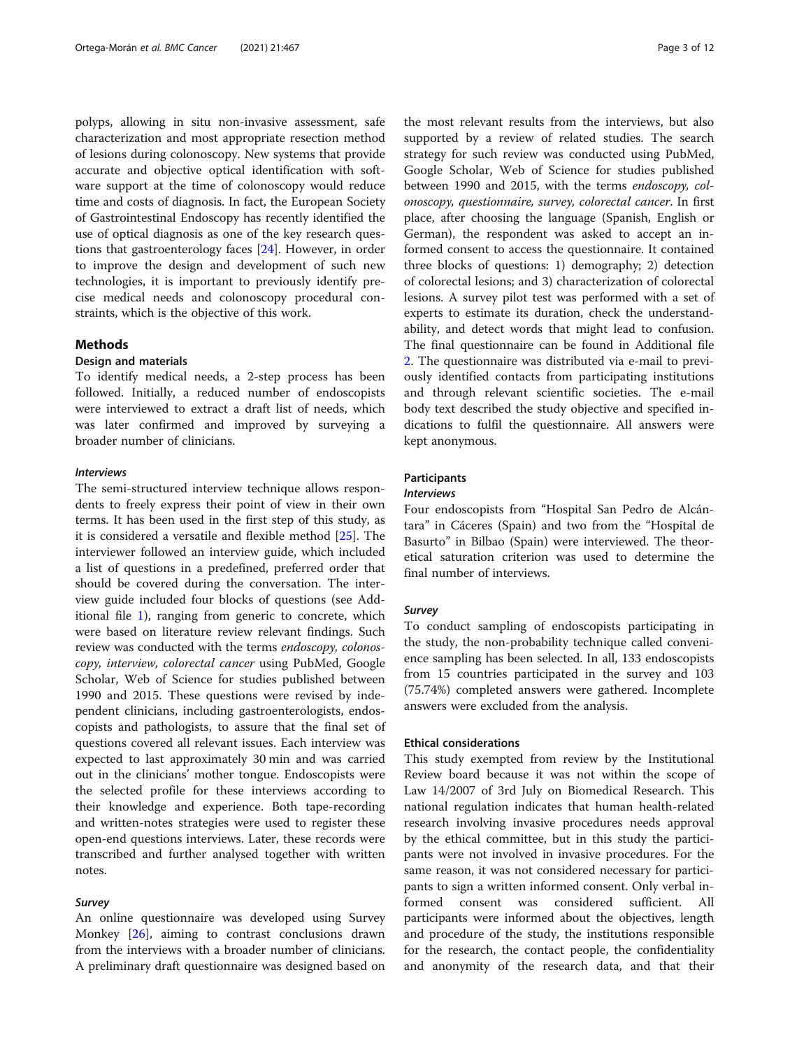polyps, allowing in situ non-invasive assessment, safe characterization and most appropriate resection method of lesions during colonoscopy. New systems that provide accurate and objective optical identification with software support at the time of colonoscopy would reduce time and costs of diagnosis. In fact, the European Society of Gastrointestinal Endoscopy has recently identified the use of optical diagnosis as one of the key research questions that gastroenterology faces [24]. However, in order to improve the design and development of such new technologies, it is important to previously identify precise medical needs and colonoscopy procedural constraints, which is the objective of this work.

## Methods

### Design and materials

To identify medical needs, a 2-step process has been followed. Initially, a reduced number of endoscopists were interviewed to extract a draft list of needs, which was later confirmed and improved by surveying a broader number of clinicians.

#### *Interviews*

The semi-structured interview technique allows respondents to freely express their point of view in their own terms. It has been used in the first step of this study, as it is considered a versatile and flexible method [25]. The interviewer followed an interview guide, which included a list of questions in a predefined, preferred order that should be covered during the conversation. The interview guide included four blocks of questions (see Additional file 1), ranging from generic to concrete, which were based on literature review relevant findings. Such review was conducted with the terms *endoscopy, colonoscopy, interview, colorectal cancer* using PubMed, Google Scholar, Web of Science for studies published between 1990 and 2015. These questions were revised by independent clinicians, including gastroenterologists, endoscopists and pathologists, to assure that the final set of questions covered all relevant issues. Each interview was expected to last approximately 30 min and was carried out in the clinicians' mother tongue. Endoscopists were the selected profile for these interviews according to their knowledge and experience. Both tape-recording and written-notes strategies were used to register these open-end questions interviews. Later, these records were transcribed and further analysed together with written notes.

#### *Survey*

An online questionnaire was developed using Survey Monkey [26], aiming to contrast conclusions drawn from the interviews with a broader number of clinicians. A preliminary draft questionnaire was designed based on the most relevant results from the interviews, but also supported by a review of related studies. The search strategy for such review was conducted using PubMed, Google Scholar, Web of Science for studies published between 1990 and 2015, with the terms *endoscopy, colonoscopy, questionnaire, survey, colorectal cancer*. In first place, after choosing the language (Spanish, English or German), the respondent was asked to accept an informed consent to access the questionnaire. It contained three blocks of questions: 1) demography; 2) detection of colorectal lesions; and 3) characterization of colorectal lesions. A survey pilot test was performed with a set of experts to estimate its duration, check the understandability, and detect words that might lead to confusion. The final questionnaire can be found in Additional file 2. The questionnaire was distributed via e-mail to previously identified contacts from participating institutions and through relevant scientific societies. The e-mail body text described the study objective and specified indications to fulfil the questionnaire. All answers were kept anonymous.

### Participants

#### *Interviews*

Four endoscopists from "Hospital San Pedro de Alcántara" in Cáceres (Spain) and two from the "Hospital de Basurto" in Bilbao (Spain) were interviewed. The theoretical saturation criterion was used to determine the final number of interviews.

#### *Survey*

To conduct sampling of endoscopists participating in the study, the non-probability technique called convenience sampling has been selected. In all, 133 endoscopists from 15 countries participated in the survey and 103 (75.74%) completed answers were gathered. Incomplete answers were excluded from the analysis.

### Ethical considerations

This study exempted from review by the Institutional Review board because it was not within the scope of Law 14/2007 of 3rd July on Biomedical Research. This national regulation indicates that human health-related research involving invasive procedures needs approval by the ethical committee, but in this study the participants were not involved in invasive procedures. For the same reason, it was not considered necessary for participants to sign a written informed consent. Only verbal informed consent was considered sufficient. All participants were informed about the objectives, length and procedure of the study, the institutions responsible for the research, the contact people, the confidentiality and anonymity of the research data, and that their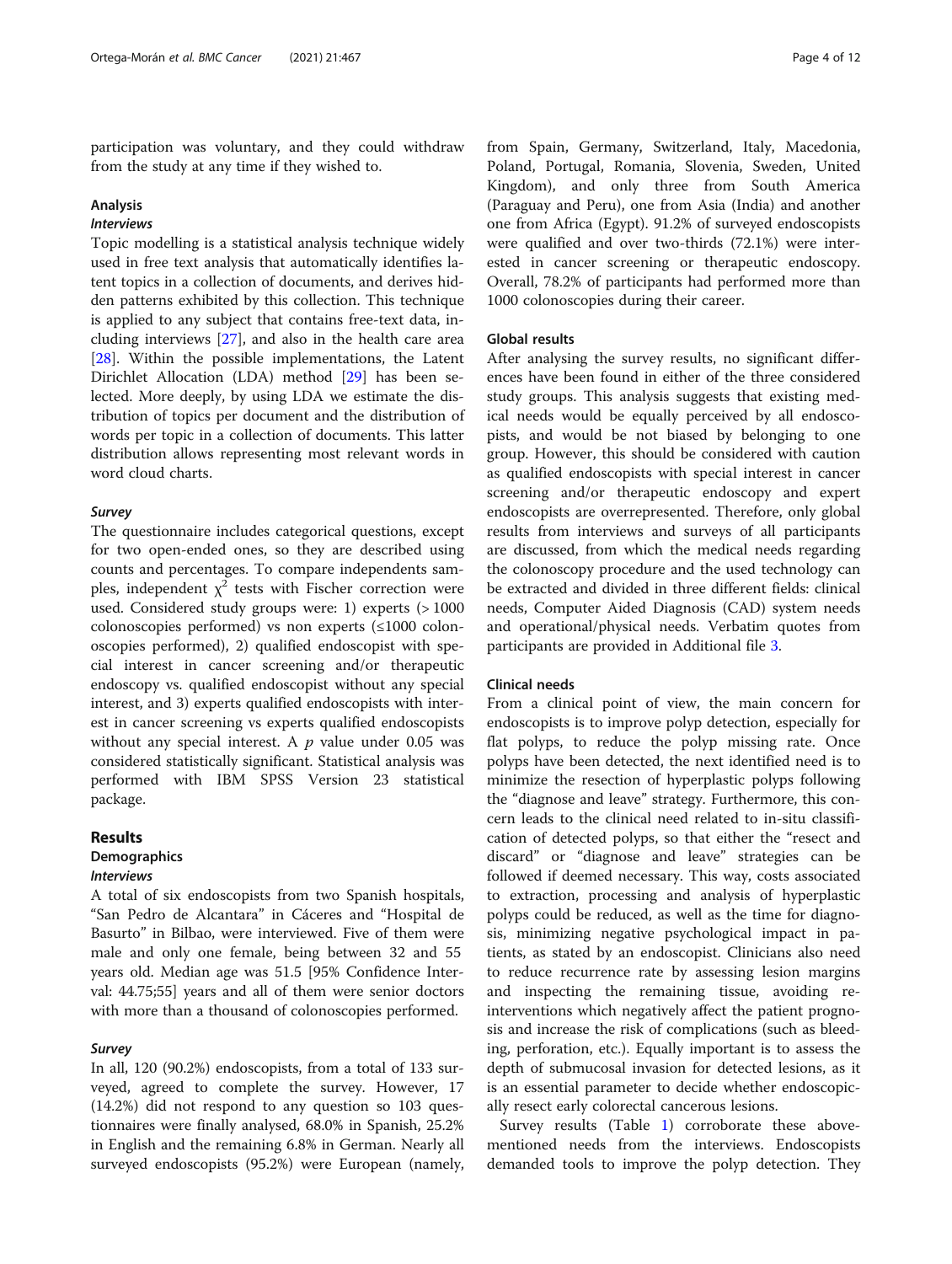participation was voluntary, and they could withdraw from the study at any time if they wished to.

### Analysis

#### *Interviews*

Topic modelling is a statistical analysis technique widely used in free text analysis that automatically identifies latent topics in a collection of documents, and derives hidden patterns exhibited by this collection. This technique is applied to any subject that contains free-text data, including interviews [27], and also in the health care area [28]. Within the possible implementations, the Latent Dirichlet Allocation (LDA) method [29] has been selected. More deeply, by using LDA we estimate the distribution of topics per document and the distribution of words per topic in a collection of documents. This latter distribution allows representing most relevant words in word cloud charts.

#### *Survey*

The questionnaire includes categorical questions, except for two open-ended ones, so they are described using counts and percentages. To compare independents samples, independent $\chi^2$ tests with Fischer correction were used. Considered study groups were: 1) experts (> 1000 colonoscopies performed) vs non experts (≤1000 colonoscopies performed), 2) qualified endoscopist with special interest in cancer screening and/or therapeutic endoscopy vs. qualified endoscopist without any special interest, and 3) experts qualified endoscopists with interest in cancer screening vs experts qualified endoscopists without any special interest. A $p$ value under 0.05 was considered statistically significant. Statistical analysis was performed with IBM SPSS Version 23 statistical package.

## Results

### Demographics

#### *Interviews*

A total of six endoscopists from two Spanish hospitals, "San Pedro de Alcantara" in Cáceres and "Hospital de Basurto" in Bilbao, were interviewed. Five of them were male and only one female, being between 32 and 55 years old. Median age was 51.5 [95% Confidence Interval: 44.75;55] years and all of them were senior doctors with more than a thousand of colonoscopies performed.

#### *Survey*

In all, 120 (90.2%) endoscopists, from a total of 133 surveyed, agreed to complete the survey. However, 17 (14.2%) did not respond to any question so 103 questionnaires were finally analysed, 68.0% in Spanish, 25.2% in English and the remaining 6.8% in German. Nearly all surveyed endoscopists (95.2%) were European (namely, from Spain, Germany, Switzerland, Italy, Macedonia, Poland, Portugal, Romania, Slovenia, Sweden, United Kingdom), and only three from South America (Paraguay and Peru), one from Asia (India) and another one from Africa (Egypt). 91.2% of surveyed endoscopists were qualified and over two-thirds (72.1%) were interested in cancer screening or therapeutic endoscopy. Overall, 78.2% of participants had performed more than 1000 colonoscopies during their career.

### Global results

After analysing the survey results, no significant differences have been found in either of the three considered study groups. This analysis suggests that existing medical needs would be equally perceived by all endoscopists, and would be not biased by belonging to one group. However, this should be considered with caution as qualified endoscopists with special interest in cancer screening and/or therapeutic endoscopy and expert endoscopists are overrepresented. Therefore, only global results from interviews and surveys of all participants are discussed, from which the medical needs regarding the colonoscopy procedure and the used technology can be extracted and divided in three different fields: clinical needs, Computer Aided Diagnosis (CAD) system needs and operational/physical needs. Verbatim quotes from participants are provided in Additional file 3.

### Clinical needs

From a clinical point of view, the main concern for endoscopists is to improve polyp detection, especially for flat polyps, to reduce the polyp missing rate. Once polyps have been detected, the next identified need is to minimize the resection of hyperplastic polyps following the "diagnose and leave" strategy. Furthermore, this concern leads to the clinical need related to in-situ classification of detected polyps, so that either the "resect and discard" or "diagnose and leave" strategies can be followed if deemed necessary. This way, costs associated to extraction, processing and analysis of hyperplastic polyps could be reduced, as well as the time for diagnosis, minimizing negative psychological impact in patients, as stated by an endoscopist. Clinicians also need to reduce recurrence rate by assessing lesion margins and inspecting the remaining tissue, avoiding re-interventions which negatively affect the patient prognosis and increase the risk of complications (such as bleeding, perforation, etc.). Equally important is to assess the depth of submucosal invasion for detected lesions, as it is an essential parameter to decide whether endoscopically resect early colorectal cancerous lesions.

Survey results (Table 1) corroborate these above-mentioned needs from the interviews. Endoscopists demanded tools to improve the polyp detection. They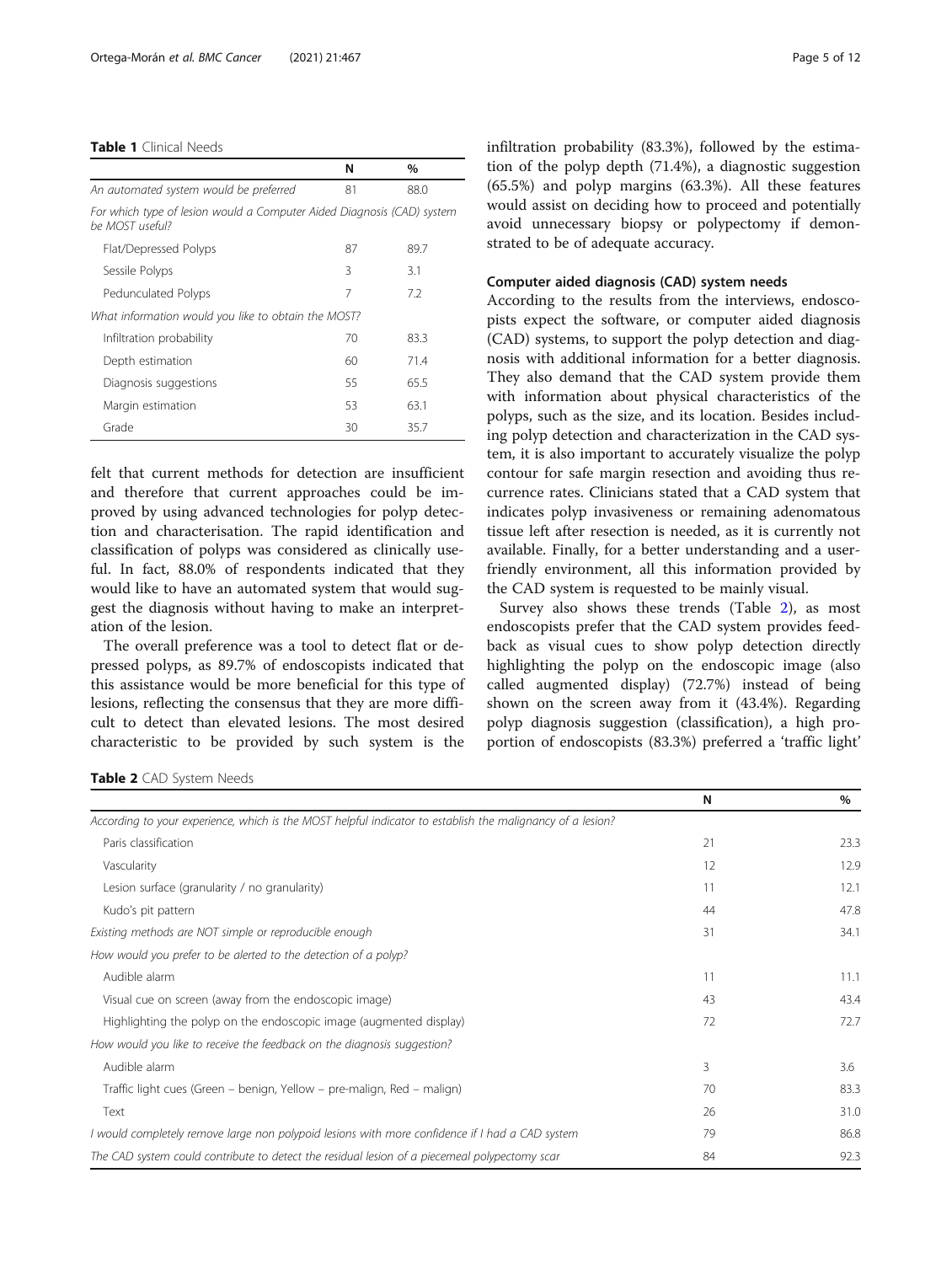**Table 1** Clinical Needs

| | N | % |
|---|---|---|
| *An automated system would be preferred* | 81 | 88.0 |
| *For which type of lesion would a Computer Aided Diagnosis (CAD) system be MOST useful?* | | |
| Flat/Depressed Polyps | 87 | 89.7 |
| Sessile Polyps | 3 | 3.1 |
| Pedunculated Polyps | 7 | 7.2 |
| *What information would you like to obtain the MOST?* | | |
| Infiltration probability | 70 | 83.3 |
| Depth estimation | 60 | 71.4 |
| Diagnosis suggestions | 55 | 65.5 |
| Margin estimation | 53 | 63.1 |
| Grade | 30 | 35.7 |

felt that current methods for detection are insufficient and therefore that current approaches could be improved by using advanced technologies for polyp detection and characterisation. The rapid identification and classification of polyps was considered as clinically useful. In fact, 88.0% of respondents indicated that they would like to have an automated system that would suggest the diagnosis without having to make an interpretation of the lesion.

The overall preference was a tool to detect flat or depressed polyps, as 89.7% of endoscopists indicated that this assistance would be more beneficial for this type of lesions, reflecting the consensus that they are more difficult to detect than elevated lesions. The most desired characteristic to be provided by such system is the infiltration probability (83.3%), followed by the estimation of the polyp depth (71.4%), a diagnostic suggestion (65.5%) and polyp margins (63.3%). All these features would assist on deciding how to proceed and potentially avoid unnecessary biopsy or polypectomy if demonstrated to be of adequate accuracy.

### Computer aided diagnosis (CAD) system needs

According to the results from the interviews, endoscopists expect the software, or computer aided diagnosis (CAD) systems, to support the polyp detection and diagnosis with additional information for a better diagnosis. They also demand that the CAD system provide them with information about physical characteristics of the polyps, such as the size, and its location. Besides including polyp detection and characterization in the CAD system, it is also important to accurately visualize the polyp contour for safe margin resection and avoiding thus recurrence rates. Clinicians stated that a CAD system that indicates polyp invasiveness or remaining adenomatous tissue left after resection is needed, as it is currently not available. Finally, for a better understanding and a user-friendly environment, all this information provided by the CAD system is requested to be mainly visual.

Survey also shows these trends (Table 2), as most endoscopists prefer that the CAD system provides feedback as visual cues to show polyp detection directly highlighting the polyp on the endoscopic image (also called augmented display) (72.7%) instead of being shown on the screen away from it (43.4%). Regarding polyp diagnosis suggestion (classification), a high proportion of endoscopists (83.3%) preferred a 'traffic light'

**Table 2** CAD System Needs

| | N | % |
|---|---|---|
| *According to your experience, which is the MOST helpful indicator to establish the malignancy of a lesion?* | | |
| Paris classification | 21 | 23.3 |
| Vascularity | 12 | 12.9 |
| Lesion surface (granularity / no granularity) | 11 | 12.1 |
| Kudo's pit pattern | 44 | 47.8 |
| *Existing methods are NOT simple or reproducible enough* | 31 | 34.1 |
| *How would you prefer to be alerted to the detection of a polyp?* | | |
| Audible alarm | 11 | 11.1 |
| Visual cue on screen (away from the endoscopic image) | 43 | 43.4 |
| Highlighting the polyp on the endoscopic image (augmented display) | 72 | 72.7 |
| *How would you like to receive the feedback on the diagnosis suggestion?* | | |
| Audible alarm | 3 | 3.6 |
| Traffic light cues (Green – benign, Yellow – pre-malign, Red – malign) | 70 | 83.3 |
| Text | 26 | 31.0 |
| *I would completely remove large non polypoid lesions with more confidence if I had a CAD system* | 79 | 86.8 |
| *The CAD system could contribute to detect the residual lesion of a piecemeal polypectomy scar* | 84 | 92.3 |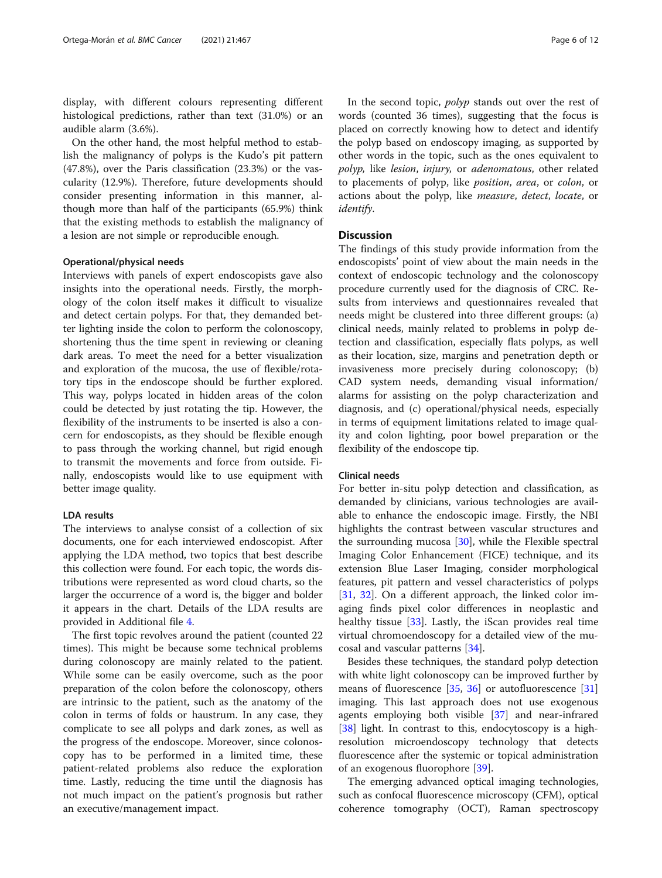display, with different colours representing different histological predictions, rather than text (31.0%) or an audible alarm (3.6%).

On the other hand, the most helpful method to establish the malignancy of polyps is the Kudo's pit pattern (47.8%), over the Paris classification (23.3%) or the vascularity (12.9%). Therefore, future developments should consider presenting information in this manner, although more than half of the participants (65.9%) think that the existing methods to establish the malignancy of a lesion are not simple or reproducible enough.

#### Operational/physical needs

Interviews with panels of expert endoscopists gave also insights into the operational needs. Firstly, the morphology of the colon itself makes it difficult to visualize and detect certain polyps. For that, they demanded better lighting inside the colon to perform the colonoscopy, shortening thus the time spent in reviewing or cleaning dark areas. To meet the need for a better visualization and exploration of the mucosa, the use of flexible/rotatory tips in the endoscope should be further explored. This way, polyps located in hidden areas of the colon could be detected by just rotating the tip. However, the flexibility of the instruments to be inserted is also a concern for endoscopists, as they should be flexible enough to pass through the working channel, but rigid enough to transmit the movements and force from outside. Finally, endoscopists would like to use equipment with better image quality.

#### LDA results

The interviews to analyse consist of a collection of six documents, one for each interviewed endoscopist. After applying the LDA method, two topics that best describe this collection were found. For each topic, the words distributions were represented as word cloud charts, so the larger the occurrence of a word is, the bigger and bolder it appears in the chart. Details of the LDA results are provided in Additional file 4.

The first topic revolves around the patient (counted 22 times). This might be because some technical problems during colonoscopy are mainly related to the patient. While some can be easily overcome, such as the poor preparation of the colon before the colonoscopy, others are intrinsic to the patient, such as the anatomy of the colon in terms of folds or haustrum. In any case, they complicate to see all polyps and dark zones, as well as the progress of the endoscope. Moreover, since colonoscopy has to be performed in a limited time, these patient-related problems also reduce the exploration time. Lastly, reducing the time until the diagnosis has not much impact on the patient's prognosis but rather an executive/management impact.

In the second topic, *polyp* stands out over the rest of words (counted 36 times), suggesting that the focus is placed on correctly knowing how to detect and identify the polyp based on endoscopy imaging, as supported by other words in the topic, such as the ones equivalent to *polyp*, like *lesion*, *injury*, or *adenomatous*, other related to placements of polyp, like *position*, *area*, or *colon*, or actions about the polyp, like *measure*, *detect*, *locate*, or *identify*.

## Discussion

The findings of this study provide information from the endoscopists' point of view about the main needs in the context of endoscopic technology and the colonoscopy procedure currently used for the diagnosis of CRC. Results from interviews and questionnaires revealed that needs might be clustered into three different groups: (a) clinical needs, mainly related to problems in polyp detection and classification, especially flats polyps, as well as their location, size, margins and penetration depth or invasiveness more precisely during colonoscopy; (b) CAD system needs, demanding visual information/alarms for assisting on the polyp characterization and diagnosis, and (c) operational/physical needs, especially in terms of equipment limitations related to image quality and colon lighting, poor bowel preparation or the flexibility of the endoscope tip.

#### Clinical needs

For better in-situ polyp detection and classification, as demanded by clinicians, various technologies are available to enhance the endoscopic image. Firstly, the NBI highlights the contrast between vascular structures and the surrounding mucosa [30], while the Flexible spectral Imaging Color Enhancement (FICE) technique, and its extension Blue Laser Imaging, consider morphological features, pit pattern and vessel characteristics of polyps [31, 32]. On a different approach, the linked color imaging finds pixel color differences in neoplastic and healthy tissue [33]. Lastly, the iScan provides real time virtual chromoendoscopy for a detailed view of the mucosal and vascular patterns [34].

Besides these techniques, the standard polyp detection with white light colonoscopy can be improved further by means of fluorescence [35, 36] or autofluorescence [31] imaging. This last approach does not use exogenous agents employing both visible [37] and near-infrared [38] light. In contrast to this, endocytoscopy is a high-resolution microendoscopy technology that detects fluorescence after the systemic or topical administration of an exogenous fluorophore [39].

The emerging advanced optical imaging technologies, such as confocal fluorescence microscopy (CFM), optical coherence tomography (OCT), Raman spectroscopy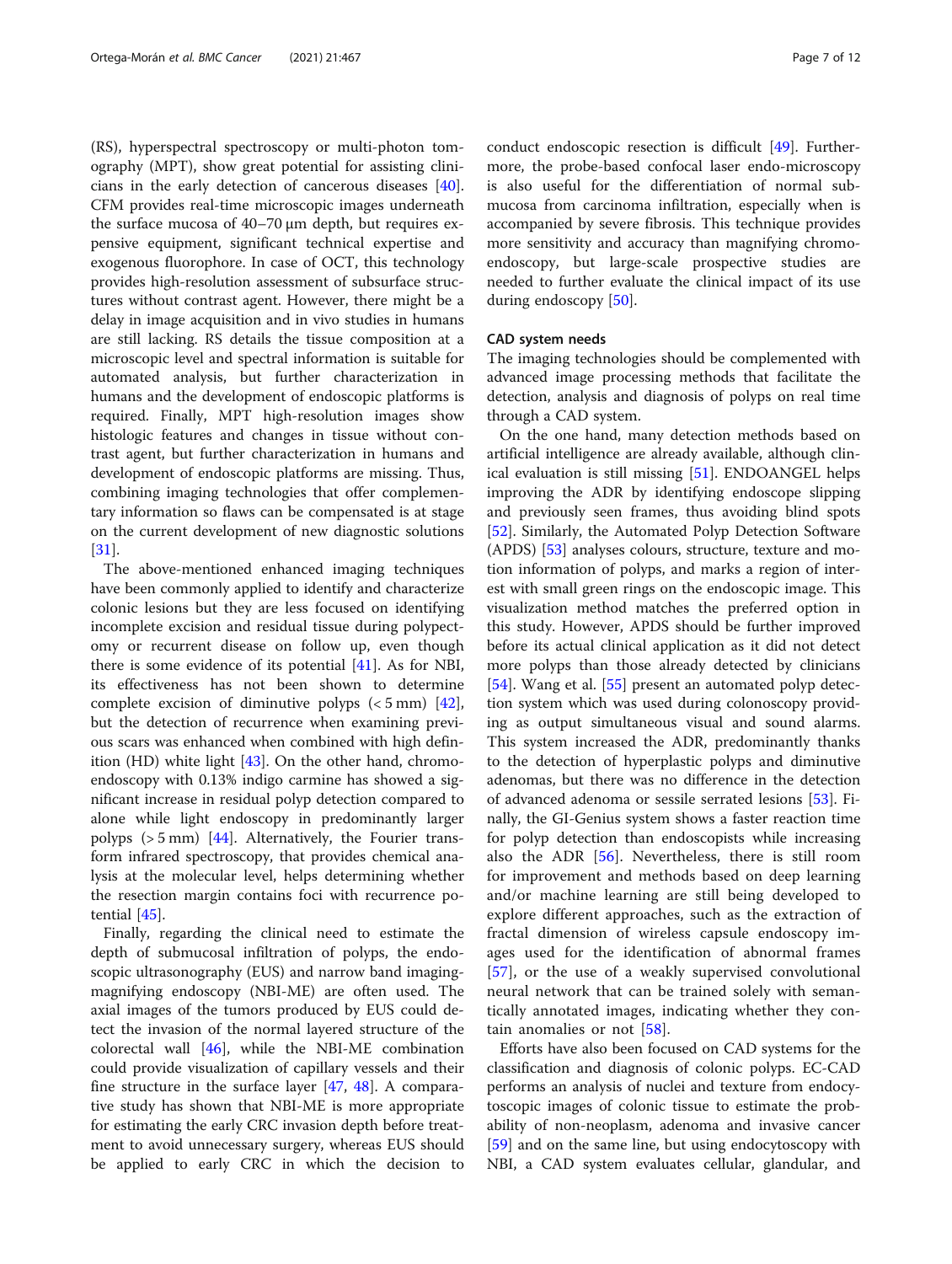(RS), hyperspectral spectroscopy or multi-photon tomography (MPT), show great potential for assisting clinicians in the early detection of cancerous diseases [40]. CFM provides real-time microscopic images underneath the surface mucosa of 40–70 μm depth, but requires expensive equipment, significant technical expertise and exogenous fluorophore. In case of OCT, this technology provides high-resolution assessment of subsurface structures without contrast agent. However, there might be a delay in image acquisition and in vivo studies in humans are still lacking. RS details the tissue composition at a microscopic level and spectral information is suitable for automated analysis, but further characterization in humans and the development of endoscopic platforms is required. Finally, MPT high-resolution images show histologic features and changes in tissue without contrast agent, but further characterization in humans and development of endoscopic platforms are missing. Thus, combining imaging technologies that offer complementary information so flaws can be compensated is at stage on the current development of new diagnostic solutions [31].

The above-mentioned enhanced imaging techniques have been commonly applied to identify and characterize colonic lesions but they are less focused on identifying incomplete excision and residual tissue during polypectomy or recurrent disease on follow up, even though there is some evidence of its potential [41]. As for NBI, its effectiveness has not been shown to determine complete excision of diminutive polyps (< 5 mm) [42], but the detection of recurrence when examining previous scars was enhanced when combined with high definition (HD) white light [43]. On the other hand, chromoendoscopy with 0.13% indigo carmine has showed a significant increase in residual polyp detection compared to alone while light endoscopy in predominantly larger polyps (> 5 mm) [44]. Alternatively, the Fourier transform infrared spectroscopy, that provides chemical analysis at the molecular level, helps determining whether the resection margin contains foci with recurrence potential [45].

Finally, regarding the clinical need to estimate the depth of submucosal infiltration of polyps, the endoscopic ultrasonography (EUS) and narrow band imaging-magnifying endoscopy (NBI-ME) are often used. The axial images of the tumors produced by EUS could detect the invasion of the normal layered structure of the colorectal wall [46], while the NBI-ME combination could provide visualization of capillary vessels and their fine structure in the surface layer [47, 48]. A comparative study has shown that NBI-ME is more appropriate for estimating the early CRC invasion depth before treatment to avoid unnecessary surgery, whereas EUS should be applied to early CRC in which the decision to conduct endoscopic resection is difficult [49]. Furthermore, the probe-based confocal laser endo-microscopy is also useful for the differentiation of normal submucosa from carcinoma infiltration, especially when is accompanied by severe fibrosis. This technique provides more sensitivity and accuracy than magnifying chromoendoscopy, but large-scale prospective studies are needed to further evaluate the clinical impact of its use during endoscopy [50].

### CAD system needs

The imaging technologies should be complemented with advanced image processing methods that facilitate the detection, analysis and diagnosis of polyps on real time through a CAD system.

On the one hand, many detection methods based on artificial intelligence are already available, although clinical evaluation is still missing [51]. ENDOANGEL helps improving the ADR by identifying endoscope slipping and previously seen frames, thus avoiding blind spots [52]. Similarly, the Automated Polyp Detection Software (APDS) [53] analyses colours, structure, texture and motion information of polyps, and marks a region of interest with small green rings on the endoscopic image. This visualization method matches the preferred option in this study. However, APDS should be further improved before its actual clinical application as it did not detect more polyps than those already detected by clinicians [54]. Wang et al. [55] present an automated polyp detection system which was used during colonoscopy providing as output simultaneous visual and sound alarms. This system increased the ADR, predominantly thanks to the detection of hyperplastic polyps and diminutive adenomas, but there was no difference in the detection of advanced adenoma or sessile serrated lesions [53]. Finally, the GI-Genius system shows a faster reaction time for polyp detection than endoscopists while increasing also the ADR [56]. Nevertheless, there is still room for improvement and methods based on deep learning and/or machine learning are still being developed to explore different approaches, such as the extraction of fractal dimension of wireless capsule endoscopy images used for the identification of abnormal frames [57], or the use of a weakly supervised convolutional neural network that can be trained solely with semantically annotated images, indicating whether they contain anomalies or not [58].

Efforts have also been focused on CAD systems for the classification and diagnosis of colonic polyps. EC-CAD performs an analysis of nuclei and texture from endocytoscopic images of colonic tissue to estimate the probability of non-neoplasm, adenoma and invasive cancer [59] and on the same line, but using endocytoscopy with NBI, a CAD system evaluates cellular, glandular, and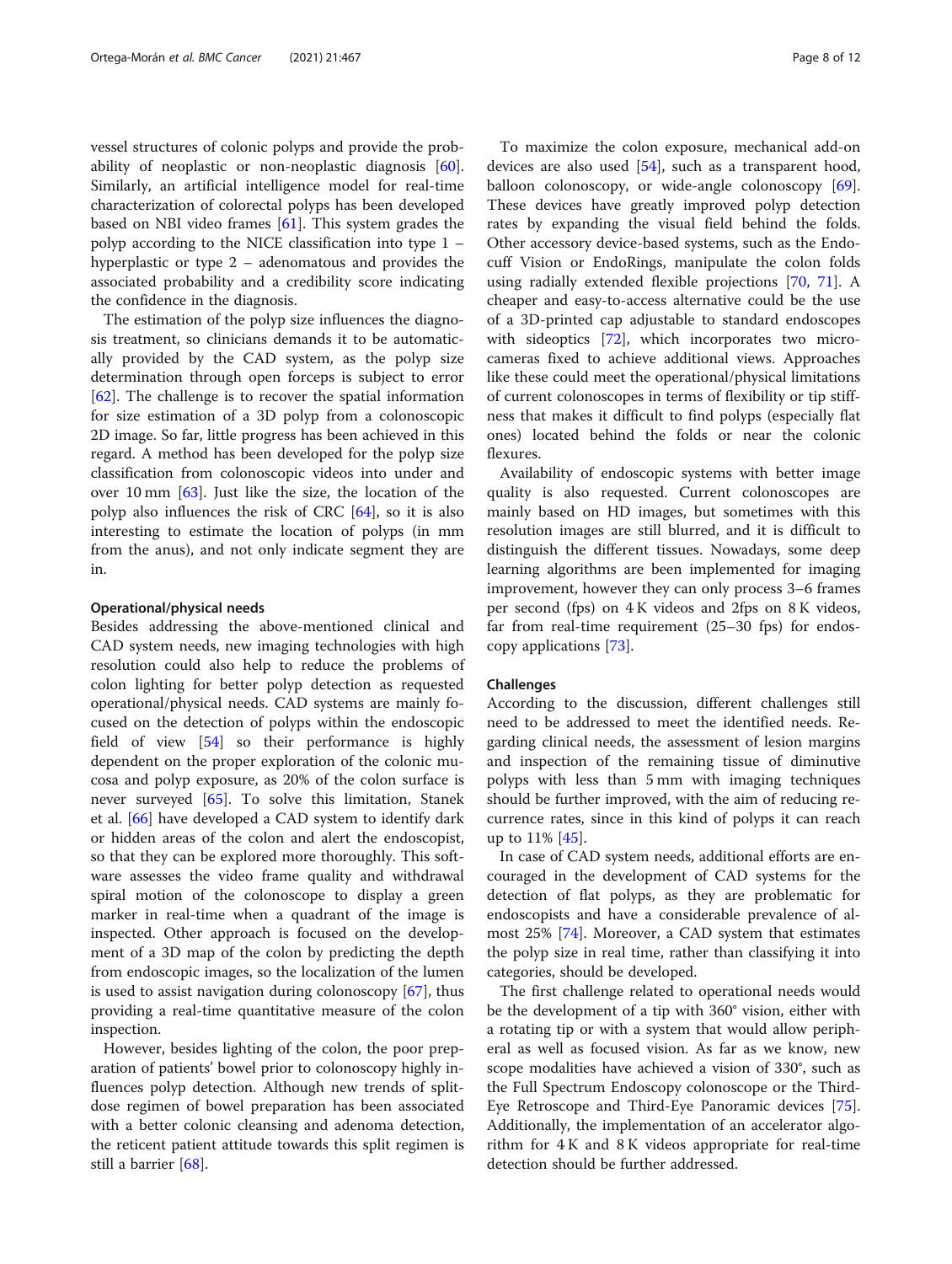vessel structures of colonic polyps and provide the probability of neoplastic or non-neoplastic diagnosis [60]. Similarly, an artificial intelligence model for real-time characterization of colorectal polyps has been developed based on NBI video frames [61]. This system grades the polyp according to the NICE classification into type 1 – hyperplastic or type 2 – adenomatous and provides the associated probability and a credibility score indicating the confidence in the diagnosis.

The estimation of the polyp size influences the diagnosis treatment, so clinicians demands it to be automatically provided by the CAD system, as the polyp size determination through open forceps is subject to error [62]. The challenge is to recover the spatial information for size estimation of a 3D polyp from a colonoscopic 2D image. So far, little progress has been achieved in this regard. A method has been developed for the polyp size classification from colonoscopic videos into under and over 10 mm [63]. Just like the size, the location of the polyp also influences the risk of CRC [64], so it is also interesting to estimate the location of polyps (in mm from the anus), and not only indicate segment they are in.

#### Operational/physical needs

Besides addressing the above-mentioned clinical and CAD system needs, new imaging technologies with high resolution could also help to reduce the problems of colon lighting for better polyp detection as requested operational/physical needs. CAD systems are mainly focused on the detection of polyps within the endoscopic field of view [54] so their performance is highly dependent on the proper exploration of the colonic mucosa and polyp exposure, as 20% of the colon surface is never surveyed [65]. To solve this limitation, Stanek et al. [66] have developed a CAD system to identify dark or hidden areas of the colon and alert the endoscopist, so that they can be explored more thoroughly. This software assesses the video frame quality and withdrawal spiral motion of the colonoscope to display a green marker in real-time when a quadrant of the image is inspected. Other approach is focused on the development of a 3D map of the colon by predicting the depth from endoscopic images, so the localization of the lumen is used to assist navigation during colonoscopy [67], thus providing a real-time quantitative measure of the colon inspection.

However, besides lighting of the colon, the poor preparation of patients' bowel prior to colonoscopy highly influences polyp detection. Although new trends of split-dose regimen of bowel preparation has been associated with a better colonic cleansing and adenoma detection, the reticent patient attitude towards this split regimen is still a barrier [68].

To maximize the colon exposure, mechanical add-on devices are also used [54], such as a transparent hood, balloon colonoscopy, or wide-angle colonoscopy [69]. These devices have greatly improved polyp detection rates by expanding the visual field behind the folds. Other accessory device-based systems, such as the Endocuff Vision or EndoRings, manipulate the colon folds using radially extended flexible projections [70, 71]. A cheaper and easy-to-access alternative could be the use of a 3D-printed cap adjustable to standard endoscopes with sideoptics [72], which incorporates two micro-cameras fixed to achieve additional views. Approaches like these could meet the operational/physical limitations of current colonoscopes in terms of flexibility or tip stiffness that makes it difficult to find polyps (especially flat ones) located behind the folds or near the colonic flexures.

Availability of endoscopic systems with better image quality is also requested. Current colonoscopes are mainly based on HD images, but sometimes with this resolution images are still blurred, and it is difficult to distinguish the different tissues. Nowadays, some deep learning algorithms are been implemented for imaging improvement, however they can only process 3–6 frames per second (fps) on 4 K videos and 2fps on 8 K videos, far from real-time requirement (25–30 fps) for endoscopy applications [73].

#### Challenges

According to the discussion, different challenges still need to be addressed to meet the identified needs. Regarding clinical needs, the assessment of lesion margins and inspection of the remaining tissue of diminutive polyps with less than 5 mm with imaging techniques should be further improved, with the aim of reducing recurrence rates, since in this kind of polyps it can reach up to 11% [45].

In case of CAD system needs, additional efforts are encouraged in the development of CAD systems for the detection of flat polyps, as they are problematic for endoscopists and have a considerable prevalence of almost 25% [74]. Moreover, a CAD system that estimates the polyp size in real time, rather than classifying it into categories, should be developed.

The first challenge related to operational needs would be the development of a tip with 360° vision, either with a rotating tip or with a system that would allow peripheral as well as focused vision. As far as we know, new scope modalities have achieved a vision of 330°, such as the Full Spectrum Endoscopy colonoscope or the Third-Eye Retroscope and Third-Eye Panoramic devices [75]. Additionally, the implementation of an accelerator algorithm for 4 K and 8 K videos appropriate for real-time detection should be further addressed.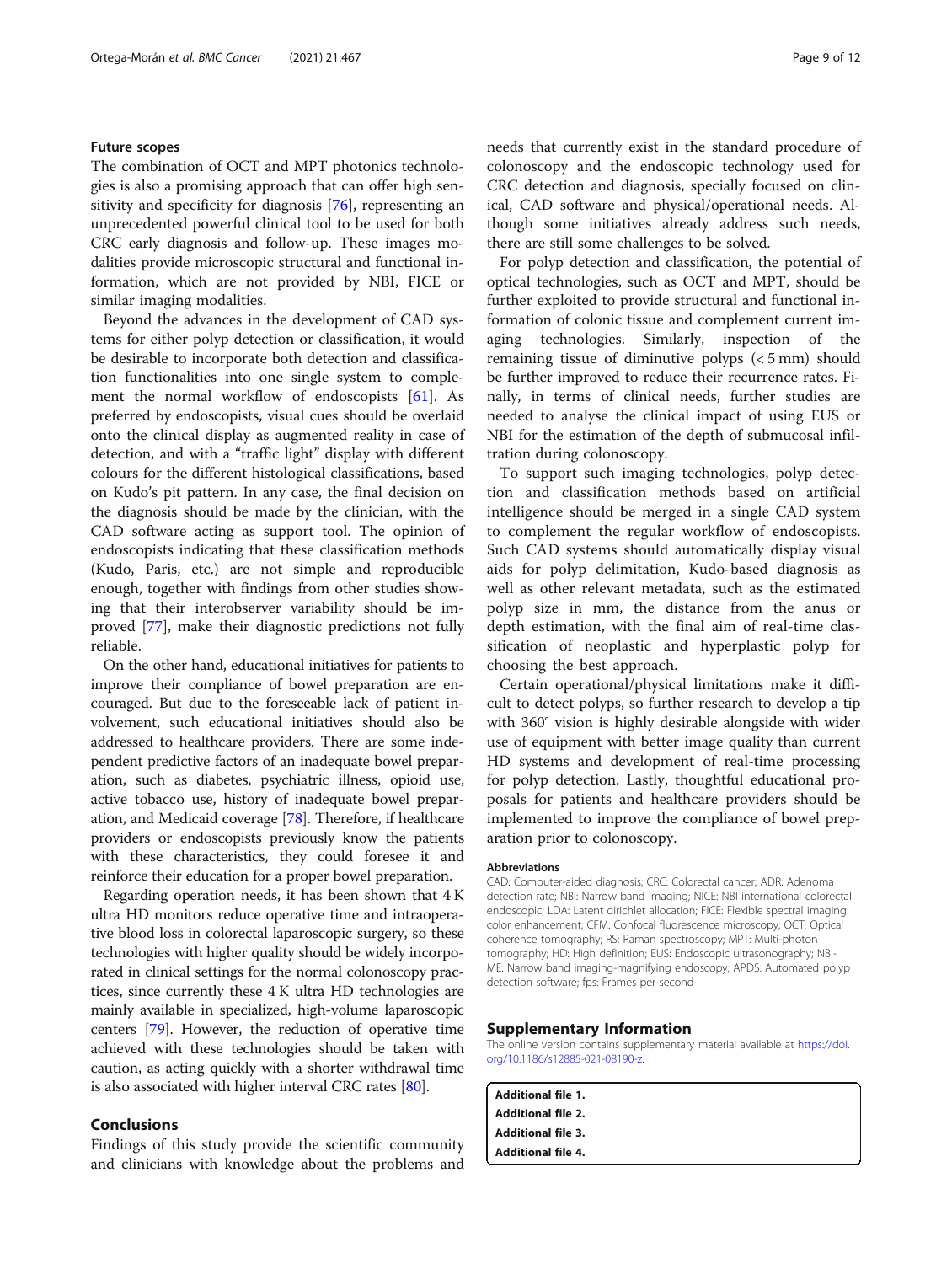### Future scopes

The combination of OCT and MPT photonics technologies is also a promising approach that can offer high sensitivity and specificity for diagnosis [76], representing an unprecedented powerful clinical tool to be used for both CRC early diagnosis and follow-up. These images modalities provide microscopic structural and functional information, which are not provided by NBI, FICE or similar imaging modalities.

Beyond the advances in the development of CAD systems for either polyp detection or classification, it would be desirable to incorporate both detection and classification functionalities into one single system to complement the normal workflow of endoscopists [61]. As preferred by endoscopists, visual cues should be overlaid onto the clinical display as augmented reality in case of detection, and with a "traffic light" display with different colours for the different histological classifications, based on Kudo's pit pattern. In any case, the final decision on the diagnosis should be made by the clinician, with the CAD software acting as support tool. The opinion of endoscopists indicating that these classification methods (Kudo, Paris, etc.) are not simple and reproducible enough, together with findings from other studies showing that their interobserver variability should be improved [77], make their diagnostic predictions not fully reliable.

On the other hand, educational initiatives for patients to improve their compliance of bowel preparation are encouraged. But due to the foreseeable lack of patient involvement, such educational initiatives should also be addressed to healthcare providers. There are some independent predictive factors of an inadequate bowel preparation, such as diabetes, psychiatric illness, opioid use, active tobacco use, history of inadequate bowel preparation, and Medicaid coverage [78]. Therefore, if healthcare providers or endoscopists previously know the patients with these characteristics, they could foresee it and reinforce their education for a proper bowel preparation.

Regarding operation needs, it has been shown that 4 K ultra HD monitors reduce operative time and intraoperative blood loss in colorectal laparoscopic surgery, so these technologies with higher quality should be widely incorporated in clinical settings for the normal colonoscopy practices, since currently these 4 K ultra HD technologies are mainly available in specialized, high-volume laparoscopic centers [79]. However, the reduction of operative time achieved with these technologies should be taken with caution, as acting quickly with a shorter withdrawal time is also associated with higher interval CRC rates [80].

## Conclusions

Findings of this study provide the scientific community and clinicians with knowledge about the problems and needs that currently exist in the standard procedure of colonoscopy and the endoscopic technology used for CRC detection and diagnosis, specially focused on clinical, CAD software and physical/operational needs. Although some initiatives already address such needs, there are still some challenges to be solved.

For polyp detection and classification, the potential of optical technologies, such as OCT and MPT, should be further exploited to provide structural and functional information of colonic tissue and complement current imaging technologies. Similarly, inspection of the remaining tissue of diminutive polyps (< 5 mm) should be further improved to reduce their recurrence rates. Finally, in terms of clinical needs, further studies are needed to analyse the clinical impact of using EUS or NBI for the estimation of the depth of submucosal infiltration during colonoscopy.

To support such imaging technologies, polyp detection and classification methods based on artificial intelligence should be merged in a single CAD system to complement the regular workflow of endoscopists. Such CAD systems should automatically display visual aids for polyp delimitation, Kudo-based diagnosis as well as other relevant metadata, such as the estimated polyp size in mm, the distance from the anus or depth estimation, with the final aim of real-time classification of neoplastic and hyperplastic polyp for choosing the best approach.

Certain operational/physical limitations make it difficult to detect polyps, so further research to develop a tip with 360° vision is highly desirable alongside with wider use of equipment with better image quality than current HD systems and development of real-time processing for polyp detection. Lastly, thoughtful educational proposals for patients and healthcare providers should be implemented to improve the compliance of bowel preparation prior to colonoscopy.

#### Abbreviations

CAD: Computer-aided diagnosis; CRC: Colorectal cancer; ADR: Adenoma detection rate; NBI: Narrow band imaging; NICE: NBI international colorectal endoscopic; LDA: Latent dirichlet allocation; FICE: Flexible spectral imaging color enhancement; CFM: Confocal fluorescence microscopy; OCT: Optical coherence tomography; RS: Raman spectroscopy; MPT: Multi-photon tomography; HD: High definition; EUS: Endoscopic ultrasonography; NBI-ME: Narrow band imaging-magnifying endoscopy; APDS: Automated polyp detection software; fps: Frames per second

## Supplementary Information

The online version contains supplementary material available at https://doi.org/10.1186/s12885-021-08190-z.

**Additional file 1.**
**Additional file 2.**
**Additional file 3.**
**Additional file 4.**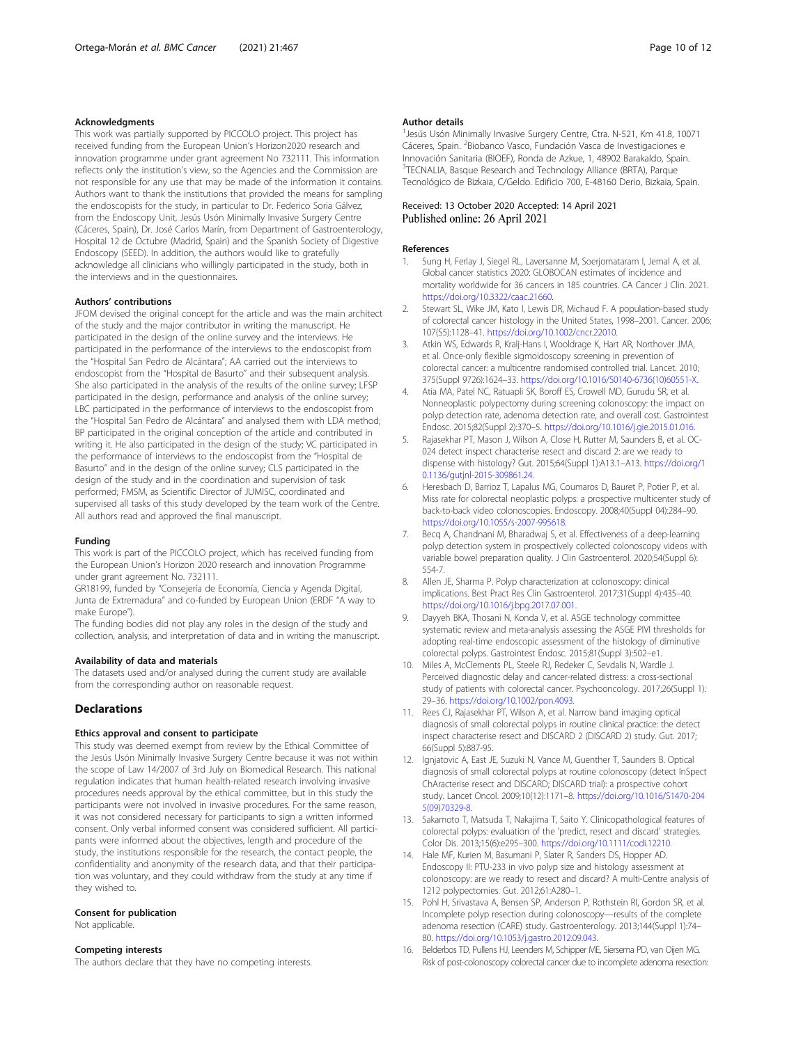### Acknowledgments

This work was partially supported by PICCOLO project. This project has received funding from the European Union's Horizon2020 research and innovation programme under grant agreement No 732111. This information reflects only the institution's view, so the Agencies and the Commission are not responsible for any use that may be made of the information it contains. Authors want to thank the institutions that provided the means for sampling the endoscopists for the study, in particular to Dr. Federico Soria Gálvez, from the Endoscopy Unit, Jesús Usón Minimally Invasive Surgery Centre (Cáceres, Spain), Dr. José Carlos Marín, from Department of Gastroenterology, Hospital 12 de Octubre (Madrid, Spain) and the Spanish Society of Digestive Endoscopy (SEED). In addition, the authors would like to gratefully acknowledge all clinicians who willingly participated in the study, both in the interviews and in the questionnaires.

### Authors' contributions

JFOM devised the original concept for the article and was the main architect of the study and the major contributor in writing the manuscript. He participated in the design of the online survey and the interviews. He participated in the performance of the interviews to the endoscopist from the "Hospital San Pedro de Alcántara"; AA carried out the interviews to endoscopist from the "Hospital de Basurto" and their subsequent analysis. She also participated in the analysis of the results of the online survey; LFSP participated in the design, performance and analysis of the online survey; LBC participated in the performance of interviews to the endoscopist from the "Hospital San Pedro de Alcántara" and analysed them with LDA method; BP participated in the original conception of the article and contributed in writing it. He also participated in the design of the study; VC participated in the performance of interviews to the endoscopist from the "Hospital de Basurto" and in the design of the online survey; CLS participated in the design of the study and in the coordination and supervision of task performed; FMSM, as Scientific Director of JUMISC, coordinated and supervised all tasks of this study developed by the team work of the Centre. All authors read and approved the final manuscript.

### Funding

This work is part of the PICCOLO project, which has received funding from the European Union's Horizon 2020 research and innovation Programme under grant agreement No. 732111.

GR18199, funded by "Consejería de Economía, Ciencia y Agenda Digital, Junta de Extremadura" and co-funded by European Union (ERDF "A way to make Europe").

The funding bodies did not play any roles in the design of the study and collection, analysis, and interpretation of data and in writing the manuscript.

### Availability of data and materials

The datasets used and/or analysed during the current study are available from the corresponding author on reasonable request.

## Declarations

### Ethics approval and consent to participate

This study was deemed exempt from review by the Ethical Committee of the Jesús Usón Minimally Invasive Surgery Centre because it was not within the scope of Law 14/2007 of 3rd July on Biomedical Research. This national regulation indicates that human health-related research involving invasive procedures needs approval by the ethical committee, but in this study the participants were not involved in invasive procedures. For the same reason, it was not considered necessary for participants to sign a written informed consent. Only verbal informed consent was considered sufficient. All participants were informed about the objectives, length and procedure of the study, the institutions responsible for the research, the contact people, the confidentiality and anonymity of the research data, and that their participation was voluntary, and they could withdraw from the study at any time if they wished to.

### Consent for publication

Not applicable.

### Competing interests

The authors declare that they have no competing interests.

### Author details

[1]Jesús Usón Minimally Invasive Surgery Centre, Ctra. N-521, Km 41.8, 10071 Cáceres, Spain. [2]Biobanco Vasco, Fundación Vasca de Investigaciones e Innovación Sanitaria (BIOEF), Ronda de Azkue, 1, 48902 Barakaldo, Spain. [3]TECNALIA, Basque Research and Technology Alliance (BRTA), Parque Tecnológico de Bizkaia, C/Geldo. Edificio 700, E-48160 Derio, Bizkaia, Spain.

Received: 13 October 2020 Accepted: 14 April 2021
Published online: 26 April 2021

### References

1. Sung H, Ferlay J, Siegel RL, Laversanne M, Soerjomataram I, Jemal A, et al. Global cancer statistics 2020: GLOBOCAN estimates of incidence and mortality worldwide for 36 cancers in 185 countries. CA Cancer J Clin. 2021. https://doi.org/10.3322/caac.21660.
2. Stewart SL, Wike JM, Kato I, Lewis DR, Michaud F. A population-based study of colorectal cancer histology in the United States, 1998–2001. Cancer. 2006; 107(S5):1128–41. https://doi.org/10.1002/cncr.22010.
3. Atkin WS, Edwards R, Kralj-Hans I, Wooldrage K, Hart AR, Northover JMA, et al. Once-only flexible sigmoidoscopy screening in prevention of colorectal cancer: a multicentre randomised controlled trial. Lancet. 2010; 375(Suppl 9726):1624–33. https://doi.org/10.1016/S0140-6736(10)60551-X.
4. Atia MA, Patel NC, Ratuapli SK, Boroff ES, Crowell MD, Gurudu SR, et al. Nonneoplastic polypectomy during screening colonoscopy: the impact on polyp detection rate, adenoma detection rate, and overall cost. Gastrointest Endosc. 2015;82(Suppl 2):370–5. https://doi.org/10.1016/j.gie.2015.01.016.
5. Rajasekhar PT, Mason J, Wilson A, Close H, Rutter M, Saunders B, et al. OC-024 detect inspect characterise resect and discard 2: are we ready to dispense with histology? Gut. 2015;64(Suppl 1):A13.1–A13. https://doi.org/10.1136/gutjnl-2015-309861.24.
6. Heresbach D, Barrioz T, Lapalus MG, Coumaros D, Bauret P, Potier P, et al. Miss rate for colorectal neoplastic polyps: a prospective multicenter study of back-to-back video colonoscopies. Endoscopy. 2008;40(Suppl 04):284–90. https://doi.org/10.1055/s-2007-995618.
7. Becq A, Chandnani M, Bharadwaj S, et al. Effectiveness of a deep-learning polyp detection system in prospectively collected colonoscopy videos with variable bowel preparation quality. J Clin Gastroenterol. 2020;54(Suppl 6): 554-7.
8. Allen JE, Sharma P. Polyp characterization at colonoscopy: clinical implications. Best Pract Res Clin Gastroenterol. 2017;31(Suppl 4):435–40. https://doi.org/10.1016/j.bpg.2017.07.001.
9. Dayyeh BKA, Thosani N, Konda V, et al. ASGE technology committee systematic review and meta-analysis assessing the ASGE PIVI thresholds for adopting real-time endoscopic assessment of the histology of diminutive colorectal polyps. Gastrointest Endosc. 2015;81(Suppl 3):502–e1.
10. Miles A, McClements PL, Steele RJ, Redeker C, Sevdalis N, Wardle J. Perceived diagnostic delay and cancer-related distress: a cross-sectional study of patients with colorectal cancer. Psychooncology. 2017;26(Suppl 1): 29–36. https://doi.org/10.1002/pon.4093.
11. Rees CJ, Rajasekhar PT, Wilson A, et al. Narrow band imaging optical diagnosis of small colorectal polyps in routine clinical practice: the detect inspect characterise resect and DISCARD 2 (DISCARD 2) study. Gut. 2017; 66(Suppl 5):887-95.
12. Ignjatovic A, East JE, Suzuki N, Vance M, Guenther T, Saunders B. Optical diagnosis of small colorectal polyps at routine colonoscopy (detect InSpect ChAracterise resect and DIScard; DISCARD trial): a prospective cohort study. Lancet Oncol. 2009;10(12):1171–8. https://doi.org/10.1016/S1470-2045(09)70329-8.
13. Sakamoto T, Matsuda T, Nakajima T, Saito Y. Clinicopathological features of colorectal polyps: evaluation of the 'predict, resect and discard' strategies. Color Dis. 2013;15(6):e295–300. https://doi.org/10.1111/codi.12210.
14. Hale MF, Kurien M, Basumani P, Slater R, Sanders DS, Hopper AD. Endoscopy II: PTU-233 in vivo polyp size and histology assessment at colonoscopy: are we ready to resect and discard? A multi-Centre analysis of 1212 polypectomies. Gut. 2012;61:A280–1.
15. Pohl H, Srivastava A, Bensen SP, Anderson P, Rothstein RI, Gordon SR, et al. Incomplete polyp resection during colonoscopy—results of the complete adenoma resection (CARE) study. Gastroenterology. 2013;144(Suppl 1):74–80. https://doi.org/10.1053/j.gastro.2012.09.043.
16. Belderbos TD, Pullens HJ, Leenders M, Schipper ME, Siersema PD, van Oijen MG. Risk of post-colonoscopy colorectal cancer due to incomplete adenoma resection: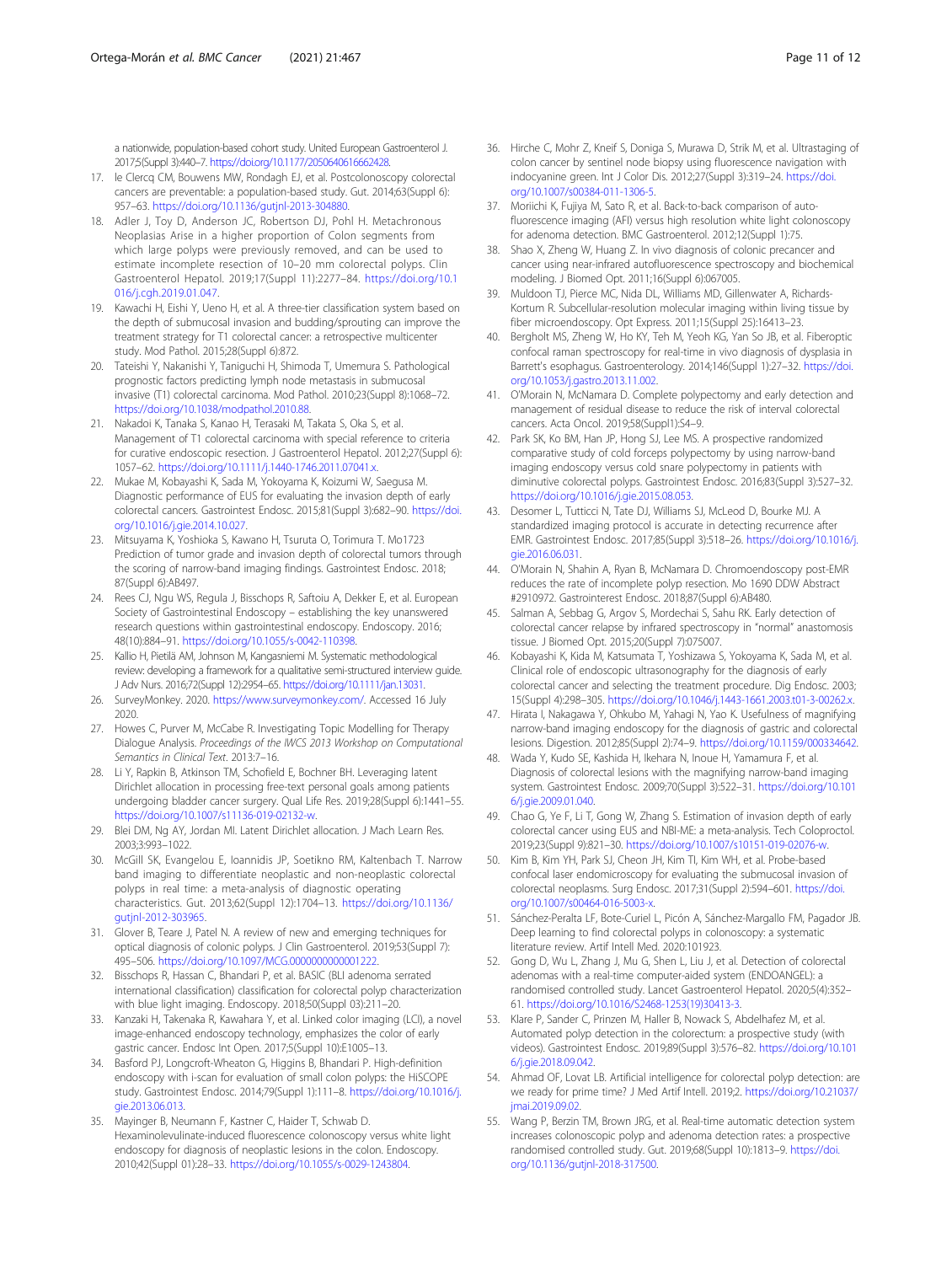a nationwide, population-based cohort study. United European Gastroenterol J. 2017;5(Suppl 3):440–7. https://doi.org/10.1177/2050640616662428.

17. le Clercq CM, Bouwens MW, Rondagh EJ, et al. Postcolonoscopy colorectal cancers are preventable: a population-based study. Gut. 2014;63(Suppl 6): 957–63. https://doi.org/10.1136/gutjnl-2013-304880.
18. Adler J, Toy D, Anderson JC, Robertson DJ, Pohl H. Metachronous Neoplasias Arise in a higher proportion of Colon segments from which large polyps were previously removed, and can be used to estimate incomplete resection of 10–20 mm colorectal polyps. Clin Gastroenterol Hepatol. 2019;17(Suppl 11):2277–84. https://doi.org/10.1016/j.cgh.2019.01.047.
19. Kawachi H, Eishi Y, Ueno H, et al. A three-tier classification system based on the depth of submucosal invasion and budding/sprouting can improve the treatment strategy for T1 colorectal cancer: a retrospective multicenter study. Mod Pathol. 2015;28(Suppl 6):872.
20. Tateishi Y, Nakanishi Y, Taniguchi H, Shimoda T, Umemura S. Pathological prognostic factors predicting lymph node metastasis in submucosal invasive (T1) colorectal carcinoma. Mod Pathol. 2010;23(Suppl 8):1068–72. https://doi.org/10.1038/modpathol.2010.88.
21. Nakadoi K, Tanaka S, Kanao H, Terasaki M, Takata S, Oka S, et al. Management of T1 colorectal carcinoma with special reference to criteria for curative endoscopic resection. J Gastroenterol Hepatol. 2012;27(Suppl 6): 1057–62. https://doi.org/10.1111/j.1440-1746.2011.07041.x.
22. Mukae M, Kobayashi K, Sada M, Yokoyama K, Koizumi W, Saegusa M. Diagnostic performance of EUS for evaluating the invasion depth of early colorectal cancers. Gastrointest Endosc. 2015;81(Suppl 3):682–90. https://doi.org/10.1016/j.gie.2014.10.027.
23. Mitsuyama K, Yoshioka S, Kawano H, Tsuruta O, Torimura T. Mo1723 Prediction of tumor grade and invasion depth of colorectal tumors through the scoring of narrow-band imaging findings. Gastrointest Endosc. 2018; 87(Suppl 6):AB497.
24. Rees CJ, Ngu WS, Regula J, Bisschops R, Saftoiu A, Dekker E, et al. European Society of Gastrointestinal Endoscopy – establishing the key unanswered research questions within gastrointestinal endoscopy. Endoscopy. 2016; 48(10):884–91. https://doi.org/10.1055/s-0042-110398.
25. Kallio H, Pietilä AM, Johnson M, Kangasniemi M. Systematic methodological review: developing a framework for a qualitative semi-structured interview guide. J Adv Nurs. 2016;72(Suppl 12):2954–65. https://doi.org/10.1111/jan.13031.
26. SurveyMonkey. 2020. https://www.surveymonkey.com/. Accessed 16 July 2020.
27. Howes C, Purver M, McCabe R. Investigating Topic Modelling for Therapy Dialogue Analysis. *Proceedings of the IWCS 2013 Workshop on Computational Semantics in Clinical Text*. 2013:7–16.
28. Li Y, Rapkin B, Atkinson TM, Schofield E, Bochner BH. Leveraging latent Dirichlet allocation in processing free-text personal goals among patients undergoing bladder cancer surgery. Qual Life Res. 2019;28(Suppl 6):1441–55. https://doi.org/10.1007/s11136-019-02132-w.
29. Blei DM, Ng AY, Jordan MI. Latent Dirichlet allocation. J Mach Learn Res. 2003;3:993–1022.
30. McGill SK, Evangelou E, Ioannidis JP, Soetikno RM, Kaltenbach T. Narrow band imaging to differentiate neoplastic and non-neoplastic colorectal polyps in real time: a meta-analysis of diagnostic operating characteristics. Gut. 2013;62(Suppl 12):1704–13. https://doi.org/10.1136/gutjnl-2012-303965.
31. Glover B, Teare J, Patel N. A review of new and emerging techniques for optical diagnosis of colonic polyps. J Clin Gastroenterol. 2019;53(Suppl 7): 495–506. https://doi.org/10.1097/MCG.0000000000001222.
32. Bisschops R, Hassan C, Bhandari P, et al. BASIC (BLI adenoma serrated international classification) classification for colorectal polyp characterization with blue light imaging. Endoscopy. 2018;50(Suppl 03):211–20.
33. Kanzaki H, Takenaka R, Kawahara Y, et al. Linked color imaging (LCI), a novel image-enhanced endoscopy technology, emphasizes the color of early gastric cancer. Endosc Int Open. 2017;5(Suppl 10):E1005–13.
34. Basford PJ, Longcroft-Wheaton G, Higgins B, Bhandari P. High-definition endoscopy with i-scan for evaluation of small colon polyps: the HiSCOPE study. Gastrointest Endosc. 2014;79(Suppl 1):111–8. https://doi.org/10.1016/j.gie.2013.06.013.
35. Mayinger B, Neumann F, Kastner C, Haider T, Schwab D. Hexaminolevulinate-induced fluorescence colonoscopy versus white light endoscopy for diagnosis of neoplastic lesions in the colon. Endoscopy. 2010;42(Suppl 01):28–33. https://doi.org/10.1055/s-0029-1243804.
36. Hirche C, Mohr Z, Kneif S, Doniga S, Murawa D, Strik M, et al. Ultrastaging of colon cancer by sentinel node biopsy using fluorescence navigation with indocyanine green. Int J Color Dis. 2012;27(Suppl 3):319–24. https://doi.org/10.1007/s00384-011-1306-5.
37. Moriichi K, Fujiya M, Sato R, et al. Back-to-back comparison of auto-fluorescence imaging (AFI) versus high resolution white light colonoscopy for adenoma detection. BMC Gastroenterol. 2012;12(Suppl 1):75.
38. Shao X, Zheng W, Huang Z. In vivo diagnosis of colonic precancer and cancer using near-infrared autofluorescence spectroscopy and biochemical modeling. J Biomed Opt. 2011;16(Suppl 6):067005.
39. Muldoon TJ, Pierce MC, Nida DL, Williams MD, Gillenwater A, Richards-Kortum R. Subcellular-resolution molecular imaging within living tissue by fiber microendoscopy. Opt Express. 2011;15(Suppl 25):16413–23.
40. Bergholt MS, Zheng W, Ho KY, Teh M, Yeoh KG, Yan So JB, et al. Fiberoptic confocal raman spectroscopy for real-time in vivo diagnosis of dysplasia in Barrett's esophagus. Gastroenterology. 2014;146(Suppl 1):27–32. https://doi.org/10.1053/j.gastro.2013.11.002.
41. O'Morain N, McNamara D. Complete polypectomy and early detection and management of residual disease to reduce the risk of interval colorectal cancers. Acta Oncol. 2019;58(Suppl1):S4–9.
42. Park SK, Ko BM, Han JP, Hong SJ, Lee MS. A prospective randomized comparative study of cold forceps polypectomy by using narrow-band imaging endoscopy versus cold snare polypectomy in patients with diminutive colorectal polyps. Gastrointest Endosc. 2016;83(Suppl 3):527–32. https://doi.org/10.1016/j.gie.2015.08.053.
43. Desomer L, Tutticci N, Tate DJ, Williams SJ, McLeod D, Bourke MJ. A standardized imaging protocol is accurate in detecting recurrence after EMR. Gastrointest Endosc. 2017;85(Suppl 3):518–26. https://doi.org/10.1016/j.gie.2016.06.031.
44. O'Morain N, Shahin A, Ryan B, McNamara D. Chromoendoscopy post-EMR reduces the rate of incomplete polyp resection. Mo 1690 DDW Abstract #2910972. Gastrointest Endosc. 2018;87(Suppl 6):AB480.
45. Salman A, Sebbag G, Argov S, Mordechai S, Sahu RK. Early detection of colorectal cancer relapse by infrared spectroscopy in "normal" anastomosis tissue. J Biomed Opt. 2015;20(Suppl 7):075007.
46. Kobayashi K, Kida M, Katsumata T, Yoshizawa S, Yokoyama K, Sada M, et al. Clinical role of endoscopic ultrasonography for the diagnosis of early colorectal cancer and selecting the treatment procedure. Dig Endosc. 2003; 15(Suppl 4):298–305. https://doi.org/10.1046/j.1443-1661.2003.t01-3-00262.x.
47. Hirata I, Nakagawa Y, Ohkubo M, Yahagi N, Yao K. Usefulness of magnifying narrow-band imaging endoscopy for the diagnosis of gastric and colorectal lesions. Digestion. 2012;85(Suppl 2):74–9. https://doi.org/10.1159/000334642.
48. Wada Y, Kudo SE, Kashida H, Ikehara N, Inoue H, Yamamura F, et al. Diagnosis of colorectal lesions with the magnifying narrow-band imaging system. Gastrointest Endosc. 2009;70(Suppl 3):522–31. https://doi.org/10.1016/j.gie.2009.01.040.
49. Chao G, Ye F, Li T, Gong W, Zhang S. Estimation of invasion depth of early colorectal cancer using EUS and NBI-ME: a meta-analysis. Tech Coloproctol. 2019;23(Suppl 9):821–30. https://doi.org/10.1007/s10151-019-02076-w.
50. Kim B, Kim YH, Park SJ, Cheon JH, Kim TI, Kim WH, et al. Probe-based confocal laser endomicroscopy for evaluating the submucosal invasion of colorectal neoplasms. Surg Endosc. 2017;31(Suppl 2):594–601. https://doi.org/10.1007/s00464-016-5003-x.
51. Sánchez-Peralta LF, Bote-Curiel L, Picón A, Sánchez-Margallo FM, Pagador JB. Deep learning to find colorectal polyps in colonoscopy: a systematic literature review. Artif Intell Med. 2020:101923.
52. Gong D, Wu L, Zhang J, Mu G, Shen L, Liu J, et al. Detection of colorectal adenomas with a real-time computer-aided system (ENDOANGEL): a randomised controlled study. Lancet Gastroenterol Hepatol. 2020;5(4):352–61. https://doi.org/10.1016/S2468-1253(19)30413-3.
53. Klare P, Sander C, Prinzen M, Haller B, Nowack S, Abdelhafez M, et al. Automated polyp detection in the colorectum: a prospective study (with videos). Gastrointest Endosc. 2019;89(Suppl 3):576–82. https://doi.org/10.1016/j.gie.2018.09.042.
54. Ahmad OF, Lovat LB. Artificial intelligence for colorectal polyp detection: are we ready for prime time? J Med Artif Intell. 2019;2. https://doi.org/10.21037/jmai.2019.09.02.
55. Wang P, Berzin TM, Brown JRG, et al. Real-time automatic detection system increases colonoscopic polyp and adenoma detection rates: a prospective randomised controlled study. Gut. 2019;68(Suppl 10):1813–9. https://doi.org/10.1136/gutjnl-2018-317500.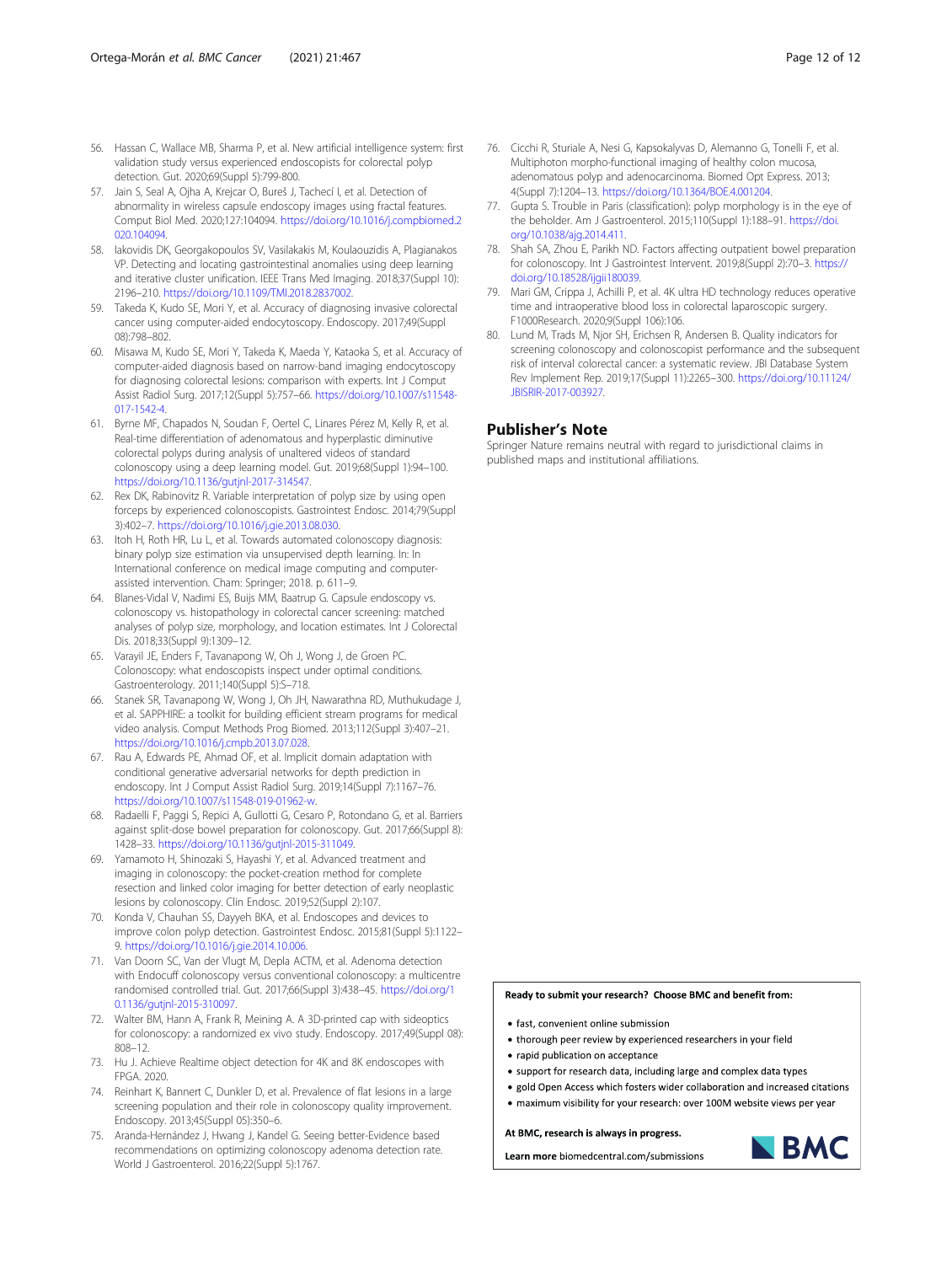56. Hassan C, Wallace MB, Sharma P, et al. New artificial intelligence system: first validation study versus experienced endoscopists for colorectal polyp detection. Gut. 2020;69(Suppl 5):799-800.
57. Jain S, Seal A, Ojha A, Krejcar O, Bureš J, Tachecí I, et al. Detection of abnormality in wireless capsule endoscopy images using fractal features. Comput Biol Med. 2020;127:104094. https://doi.org/10.1016/j.compbiomed.2020.104094.
58. Iakovidis DK, Georgakopoulos SV, Vasilakakis M, Koulaouzidis A, Plagianakos VP. Detecting and locating gastrointestinal anomalies using deep learning and iterative cluster unification. IEEE Trans Med Imaging. 2018;37(Suppl 10):2196–210. https://doi.org/10.1109/TMI.2018.2837002.
59. Takeda K, Kudo SE, Mori Y, et al. Accuracy of diagnosing invasive colorectal cancer using computer-aided endocytoscopy. Endoscopy. 2017;49(Suppl 08):798–802.
60. Misawa M, Kudo SE, Mori Y, Takeda K, Maeda Y, Kataoka S, et al. Accuracy of computer-aided diagnosis based on narrow-band imaging endocytoscopy for diagnosing colorectal lesions: comparison with experts. Int J Comput Assist Radiol Surg. 2017;12(Suppl 5):757–66. https://doi.org/10.1007/s11548-017-1542-4.
61. Byrne MF, Chapados N, Soudan F, Oertel C, Linares Pérez M, Kelly R, et al. Real-time differentiation of adenomatous and hyperplastic diminutive colorectal polyps during analysis of unaltered videos of standard colonoscopy using a deep learning model. Gut. 2019;68(Suppl 1):94–100. https://doi.org/10.1136/gutjnl-2017-314547.
62. Rex DK, Rabinovitz R. Variable interpretation of polyp size by using open forceps by experienced colonoscopists. Gastrointest Endosc. 2014;79(Suppl 3):402–7. https://doi.org/10.1016/j.gie.2013.08.030.
63. Itoh H, Roth HR, Lu L, et al. Towards automated colonoscopy diagnosis: binary polyp size estimation via unsupervised depth learning. In: In International conference on medical image computing and computer-assisted intervention. Cham: Springer; 2018. p. 611–9.
64. Blanes-Vidal V, Nadimi ES, Buijs MM, Baatrup G. Capsule endoscopy vs. colonoscopy vs. histopathology in colorectal cancer screening: matched analyses of polyp size, morphology, and location estimates. Int J Colorectal Dis. 2018;33(Suppl 9):1309–12.
65. Varayil JE, Enders F, Tavanapong W, Oh J, Wong J, de Groen PC. Colonoscopy: what endoscopists inspect under optimal conditions. Gastroenterology. 2011;140(Suppl 5):S–718.
66. Stanek SR, Tavanapong W, Wong J, Oh JH, Nawarathna RD, Muthukudage J, et al. SAPPHIRE: a toolkit for building efficient stream programs for medical video analysis. Comput Methods Prog Biomed. 2013;112(Suppl 3):407–21. https://doi.org/10.1016/j.cmpb.2013.07.028.
67. Rau A, Edwards PE, Ahmad OF, et al. Implicit domain adaptation with conditional generative adversarial networks for depth prediction in endoscopy. Int J Comput Assist Radiol Surg. 2019;14(Suppl 7):1167–76. https://doi.org/10.1007/s11548-019-01962-w.
68. Radaelli F, Paggi S, Repici A, Gullotti G, Cesaro P, Rotondano G, et al. Barriers against split-dose bowel preparation for colonoscopy. Gut. 2017;66(Suppl 8):1428–33. https://doi.org/10.1136/gutjnl-2015-311049.
69. Yamamoto H, Shinozaki S, Hayashi Y, et al. Advanced treatment and imaging in colonoscopy: the pocket-creation method for complete resection and linked color imaging for better detection of early neoplastic lesions by colonoscopy. Clin Endosc. 2019;52(Suppl 2):107.
70. Konda V, Chauhan SS, Dayyeh BKA, et al. Endoscopes and devices to improve colon polyp detection. Gastrointest Endosc. 2015;81(Suppl 5):1122–9. https://doi.org/10.1016/j.gie.2014.10.006.
71. Van Doorn SC, Van der Vlugt M, Depla ACTM, et al. Adenoma detection with Endocuff colonoscopy versus conventional colonoscopy: a multicentre randomised controlled trial. Gut. 2017;66(Suppl 3):438–45. https://doi.org/10.1136/gutjnl-2015-310097.
72. Walter BM, Hann A, Frank R, Meining A. A 3D-printed cap with sideoptics for colonoscopy: a randomized ex vivo study. Endoscopy. 2017;49(Suppl 08):808–12.
73. Hu J. Achieve Realtime object detection for 4K and 8K endoscopes with FPGA. 2020.
74. Reinhart K, Bannert C, Dunkler D, et al. Prevalence of flat lesions in a large screening population and their role in colonoscopy quality improvement. Endoscopy. 2013;45(Suppl 05):350–6.
75. Aranda-Hernández J, Hwang J, Kandel G. Seeing better-Evidence based recommendations on optimizing colonoscopy adenoma detection rate. World J Gastroenterol. 2016;22(Suppl 5):1767.
76. Cicchi R, Sturiale A, Nesi G, Kapsokalyvas D, Alemanno G, Tonelli F, et al. Multiphoton morpho-functional imaging of healthy colon mucosa, adenomatous polyp and adenocarcinoma. Biomed Opt Express. 2013;4(Suppl 7):1204–13. https://doi.org/10.1364/BOE.4.001204.
77. Gupta S. Trouble in Paris (classification): polyp morphology is in the eye of the beholder. Am J Gastroenterol. 2015;110(Suppl 1):188–91. https://doi.org/10.1038/ajg.2014.411.
78. Shah SA, Zhou E, Parikh ND. Factors affecting outpatient bowel preparation for colonoscopy. Int J Gastrointest Intervent. 2019;8(Suppl 2):70–3. https://doi.org/10.18528/ijgii180039.
79. Mari GM, Crippa J, Achilli P, et al. 4K ultra HD technology reduces operative time and intraoperative blood loss in colorectal laparoscopic surgery. F1000Research. 2020;9(Suppl 106):106.
80. Lund M, Trads M, Njor SH, Erichsen R, Andersen B. Quality indicators for screening colonoscopy and colonoscopist performance and the subsequent risk of interval colorectal cancer: a systematic review. JBI Database System Rev Implement Rep. 2019;17(Suppl 11):2265–300. https://doi.org/10.11124/JBISRIR-2017-003927.

## Publisher's Note

Springer Nature remains neutral with regard to jurisdictional claims in published maps and institutional affiliations.

**Ready to submit your research? Choose BMC and benefit from:**

- fast, convenient online submission
- thorough peer review by experienced researchers in your field
- rapid publication on acceptance
- support for research data, including large and complex data types
- gold Open Access which fosters wider collaboration and increased citations
- maximum visibility for your research: over 100M website views per year

**At BMC, research is always in progress.**

**Learn more** biomedcentral.com/submissions

BMC